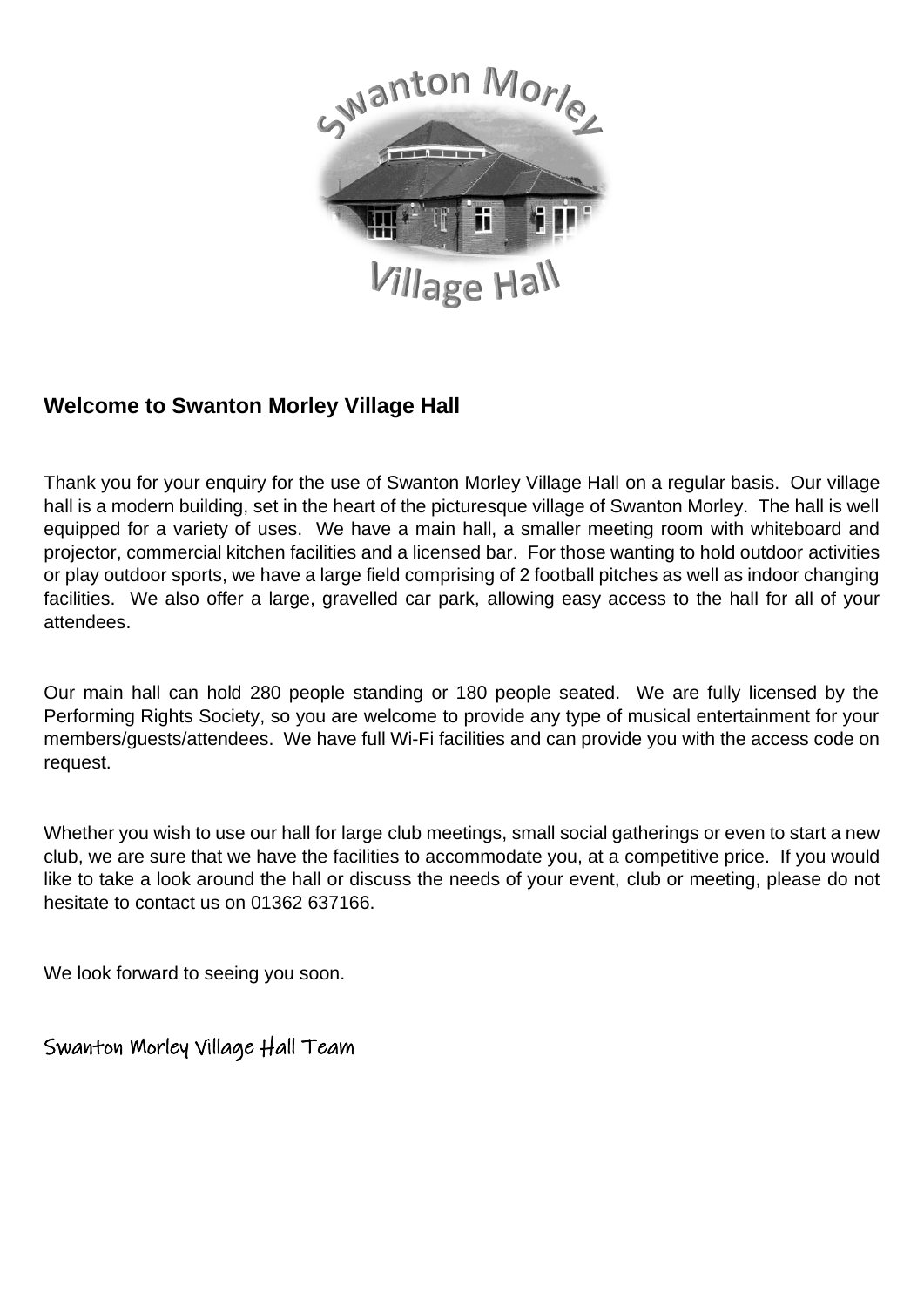## Welcome to Swanton Morley Village Hall

Thank you for your enquiry for the use of Swanton Morley Village Hall on a regular basis. Our village hall is a modern building, set in the heart of the picturesque village of Swanton Morley. The hall is well equipped for a variety of uses. We have a main hall, a smaller meeting room with whiteboard and projector, commercial kitchen facilities and a licensed bar. For those wanting to hold outdoor activities or play outdoor sports, we have a large field comprising of 2 football pitches as well as indoor changing facilities. We also offer a large, gravelled car park, allowing easy access to the hall for all of your attendees.

Our main hall can hold 280 people standing or 180 people seated. We are fully licensed by the Performing Rights Society, so you are welcome to provide any type of musical entertainment for your members/guests/attendees. We have full Wi-Fi facilities and can provide you with the access code on request.

Whether you wish to use our hall for large club meetings, small social gatherings or even to start a new club, we are sure that we have the facilities to accommodate you, at a competitive price. If you would like to take a look around the hall or discuss the needs of your event, club or meeting, please do not hesitate to contact us on 01362 637166.

We look forward to seeing you soon.

Swanton Morley Village Hall Team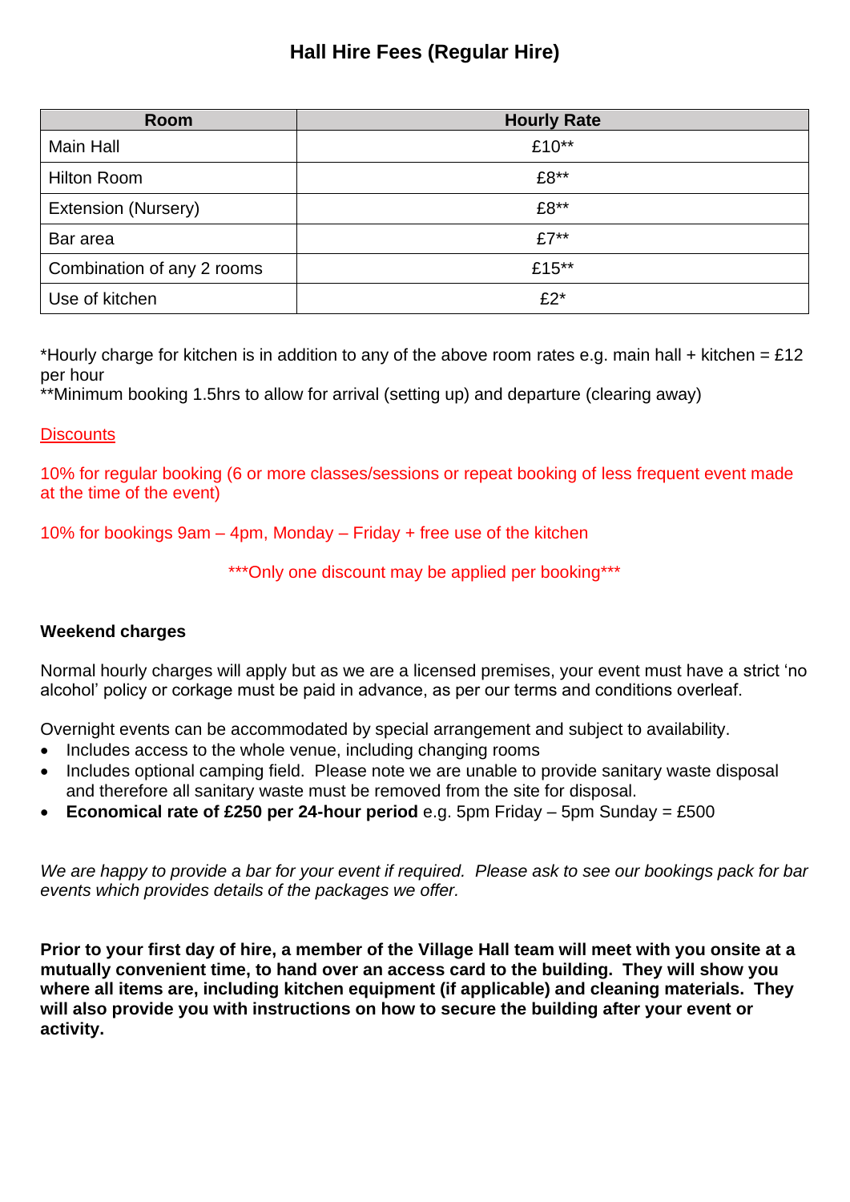# Hall Hire Fees (Regular Hire)

| Room | Hourly Rate |
| --- | --- |
| Main Hall | £10** |
| Hilton Room | £8** |
| Extension (Nursery) | £8** |
| Bar area | £7** |
| Combination of any 2 rooms | £15** |
| Use of kitchen | £2* |

*Hourly charge for kitchen is in addition to any of the above room rates e.g. main hall + kitchen = £12 per hour
**Minimum booking 1.5hrs to allow for arrival (setting up) and departure (clearing away)

Discounts

10% for regular booking (6 or more classes/sessions or repeat booking of less frequent event made at the time of the event)

10% for bookings 9am – 4pm, Monday – Friday + free use of the kitchen

***Only one discount may be applied per booking***

**Weekend charges**

Normal hourly charges will apply but as we are a licensed premises, your event must have a strict 'no alcohol' policy or corkage must be paid in advance, as per our terms and conditions overleaf.

Overnight events can be accommodated by special arrangement and subject to availability.

- Includes access to the whole venue, including changing rooms
- Includes optional camping field. Please note we are unable to provide sanitary waste disposal and therefore all sanitary waste must be removed from the site for disposal.
- **Economical rate of £250 per 24-hour period** e.g. 5pm Friday – 5pm Sunday = £500

*We are happy to provide a bar for your event if required. Please ask to see our bookings pack for bar events which provides details of the packages we offer.*

**Prior to your first day of hire, a member of the Village Hall team will meet with you onsite at a mutually convenient time, to hand over an access card to the building. They will show you where all items are, including kitchen equipment (if applicable) and cleaning materials. They will also provide you with instructions on how to secure the building after your event or activity.**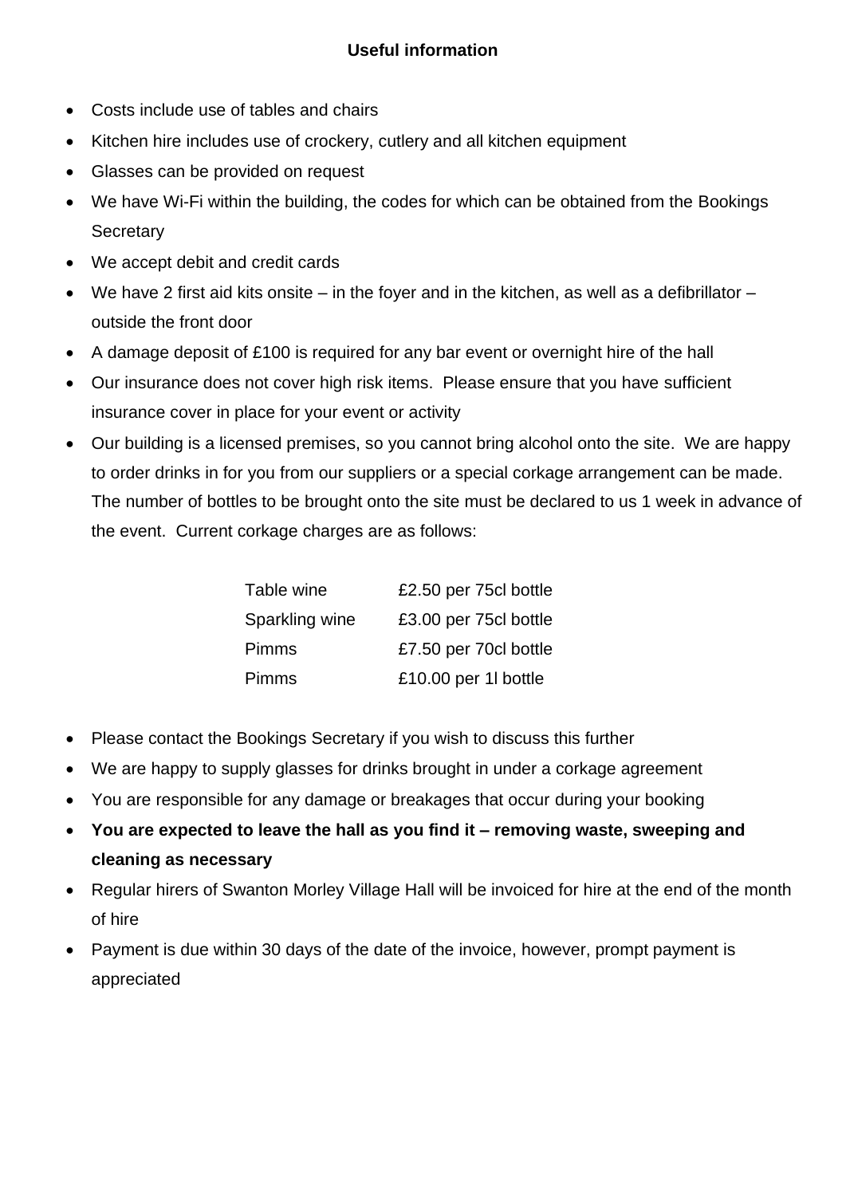## Useful information

- Costs include use of tables and chairs
- Kitchen hire includes use of crockery, cutlery and all kitchen equipment
- Glasses can be provided on request
- We have Wi-Fi within the building, the codes for which can be obtained from the Bookings Secretary
- We accept debit and credit cards
- We have 2 first aid kits onsite – in the foyer and in the kitchen, as well as a defibrillator – outside the front door
- A damage deposit of £100 is required for any bar event or overnight hire of the hall
- Our insurance does not cover high risk items. Please ensure that you have sufficient insurance cover in place for your event or activity
- Our building is a licensed premises, so you cannot bring alcohol onto the site. We are happy to order drinks in for you from our suppliers or a special corkage arrangement can be made. The number of bottles to be brought onto the site must be declared to us 1 week in advance of the event. Current corkage charges are as follows:

| | |
|---|---|
| Table wine | £2.50 per 75cl bottle |
| Sparkling wine | £3.00 per 75cl bottle |
| Pimms | £7.50 per 70cl bottle |
| Pimms | £10.00 per 1l bottle |

- Please contact the Bookings Secretary if you wish to discuss this further
- We are happy to supply glasses for drinks brought in under a corkage agreement
- You are responsible for any damage or breakages that occur during your booking
- **You are expected to leave the hall as you find it – removing waste, sweeping and cleaning as necessary**
- Regular hirers of Swanton Morley Village Hall will be invoiced for hire at the end of the month of hire
- Payment is due within 30 days of the date of the invoice, however, prompt payment is appreciated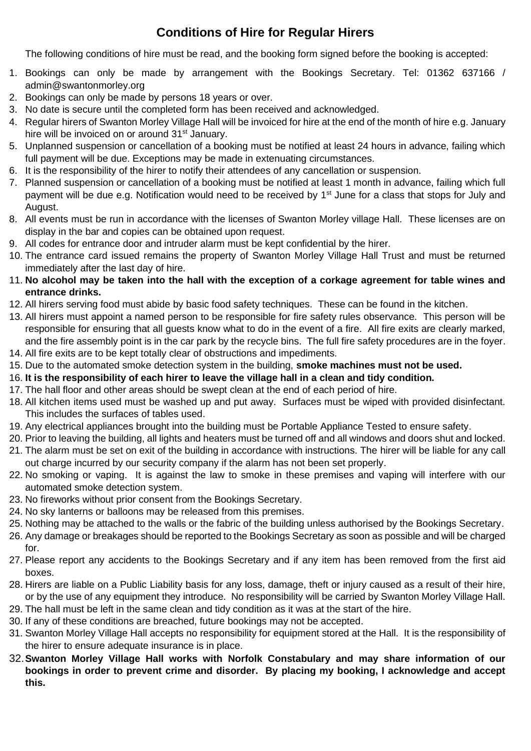# Conditions of Hire for Regular Hirers

The following conditions of hire must be read, and the booking form signed before the booking is accepted:

1. Bookings can only be made by arrangement with the Bookings Secretary. Tel: 01362 637166 / admin@swantonmorley.org
2. Bookings can only be made by persons 18 years or over.
3. No date is secure until the completed form has been received and acknowledged.
4. Regular hirers of Swanton Morley Village Hall will be invoiced for hire at the end of the month of hire e.g. January hire will be invoiced on or around 31st January.
5. Unplanned suspension or cancellation of a booking must be notified at least 24 hours in advance, failing which full payment will be due. Exceptions may be made in extenuating circumstances.
6. It is the responsibility of the hirer to notify their attendees of any cancellation or suspension.
7. Planned suspension or cancellation of a booking must be notified at least 1 month in advance, failing which full payment will be due e.g. Notification would need to be received by 1st June for a class that stops for July and August.
8. All events must be run in accordance with the licenses of Swanton Morley village Hall. These licenses are on display in the bar and copies can be obtained upon request.
9. All codes for entrance door and intruder alarm must be kept confidential by the hirer.
10. The entrance card issued remains the property of Swanton Morley Village Hall Trust and must be returned immediately after the last day of hire.
11. **No alcohol may be taken into the hall with the exception of a corkage agreement for table wines and entrance drinks.**
12. All hirers serving food must abide by basic food safety techniques. These can be found in the kitchen.
13. All hirers must appoint a named person to be responsible for fire safety rules observance. This person will be responsible for ensuring that all guests know what to do in the event of a fire. All fire exits are clearly marked, and the fire assembly point is in the car park by the recycle bins. The full fire safety procedures are in the foyer.
14. All fire exits are to be kept totally clear of obstructions and impediments.
15. Due to the automated smoke detection system in the building, **smoke machines must not be used.**
16. **It is the responsibility of each hirer to leave the village hall in a clean and tidy condition.**
17. The hall floor and other areas should be swept clean at the end of each period of hire.
18. All kitchen items used must be washed up and put away. Surfaces must be wiped with provided disinfectant. This includes the surfaces of tables used.
19. Any electrical appliances brought into the building must be Portable Appliance Tested to ensure safety.
20. Prior to leaving the building, all lights and heaters must be turned off and all windows and doors shut and locked.
21. The alarm must be set on exit of the building in accordance with instructions. The hirer will be liable for any call out charge incurred by our security company if the alarm has not been set properly.
22. No smoking or vaping. It is against the law to smoke in these premises and vaping will interfere with our automated smoke detection system.
23. No fireworks without prior consent from the Bookings Secretary.
24. No sky lanterns or balloons may be released from this premises.
25. Nothing may be attached to the walls or the fabric of the building unless authorised by the Bookings Secretary.
26. Any damage or breakages should be reported to the Bookings Secretary as soon as possible and will be charged for.
27. Please report any accidents to the Bookings Secretary and if any item has been removed from the first aid boxes.
28. Hirers are liable on a Public Liability basis for any loss, damage, theft or injury caused as a result of their hire, or by the use of any equipment they introduce. No responsibility will be carried by Swanton Morley Village Hall.
29. The hall must be left in the same clean and tidy condition as it was at the start of the hire.
30. If any of these conditions are breached, future bookings may not be accepted.
31. Swanton Morley Village Hall accepts no responsibility for equipment stored at the Hall. It is the responsibility of the hirer to ensure adequate insurance is in place.
32. **Swanton Morley Village Hall works with Norfolk Constabulary and may share information of our bookings in order to prevent crime and disorder. By placing my booking, I acknowledge and accept this.**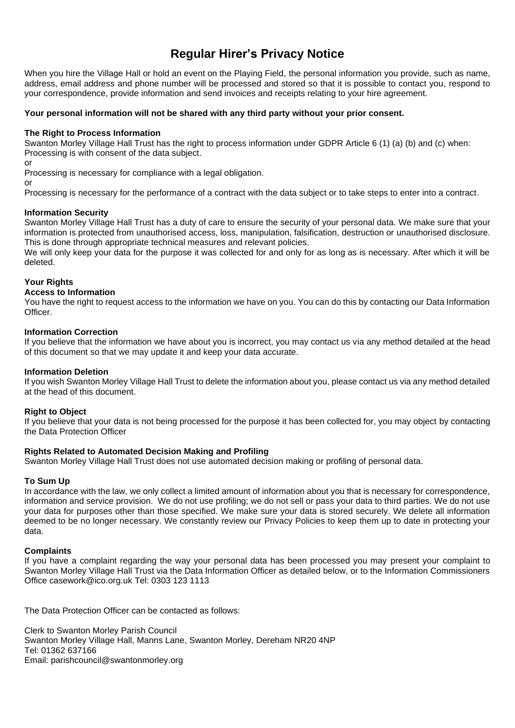# Regular Hirer's Privacy Notice

When you hire the Village Hall or hold an event on the Playing Field, the personal information you provide, such as name, address, email address and phone number will be processed and stored so that it is possible to contact you, respond to your correspondence, provide information and send invoices and receipts relating to your hire agreement.

**Your personal information will not be shared with any third party without your prior consent.**

**The Right to Process Information**

Swanton Morley Village Hall Trust has the right to process information under GDPR Article 6 (1) (a) (b) and (c) when:
Processing is with consent of the data subject.
or
Processing is necessary for compliance with a legal obligation.
or
Processing is necessary for the performance of a contract with the data subject or to take steps to enter into a contract.

**Information Security**

Swanton Morley Village Hall Trust has a duty of care to ensure the security of your personal data. We make sure that your information is protected from unauthorised access, loss, manipulation, falsification, destruction or unauthorised disclosure. This is done through appropriate technical measures and relevant policies.
We will only keep your data for the purpose it was collected for and only for as long as is necessary. After which it will be deleted.

**Your Rights**

**Access to Information**

You have the right to request access to the information we have on you. You can do this by contacting our Data Information Officer.

**Information Correction**

If you believe that the information we have about you is incorrect, you may contact us via any method detailed at the head of this document so that we may update it and keep your data accurate.

**Information Deletion**

If you wish Swanton Morley Village Hall Trust to delete the information about you, please contact us via any method detailed at the head of this document.

**Right to Object**

If you believe that your data is not being processed for the purpose it has been collected for, you may object by contacting the Data Protection Officer

**Rights Related to Automated Decision Making and Profiling**

Swanton Morley Village Hall Trust does not use automated decision making or profiling of personal data.

**To Sum Up**

In accordance with the law, we only collect a limited amount of information about you that is necessary for correspondence, information and service provision. We do not use profiling; we do not sell or pass your data to third parties. We do not use your data for purposes other than those specified. We make sure your data is stored securely. We delete all information deemed to be no longer necessary. We constantly review our Privacy Policies to keep them up to date in protecting your data.

**Complaints**

If you have a complaint regarding the way your personal data has been processed you may present your complaint to Swanton Morley Village Hall Trust via the Data Information Officer as detailed below, or to the Information Commissioners Office casework@ico.org.uk Tel: 0303 123 1113

The Data Protection Officer can be contacted as follows:

Clerk to Swanton Morley Parish Council
Swanton Morley Village Hall, Manns Lane, Swanton Morley, Dereham NR20 4NP
Tel: 01362 637166
Email: parishcouncil@swantonmorley.org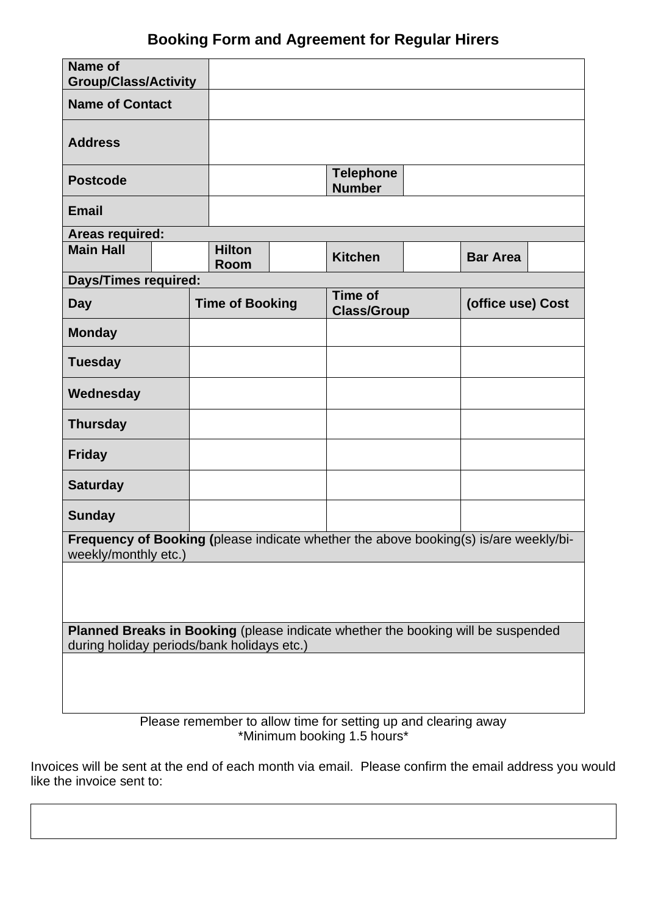# Booking Form and Agreement for Regular Hirers

| **Name of Group/Class/Activity** | | | | | | | |
|---|---|---|---|---|---|---|---|
| **Name of Contact** | | | | | | | |
| **Address** | | | | | | | |
| **Postcode** | | | | **Telephone Number** | | | |
| **Email** | | | | | | | |
| **Areas required:** | | | | | | | |
| **Main Hall** | | **Hilton Room** | | **Kitchen** | | **Bar Area** | |

| **Days/Times required:** | | | |
|---|---|---|---|
| **Day** | **Time of Booking** | **Time of Class/Group** | **(office use) Cost** |
| **Monday** | | | |
| **Tuesday** | | | |
| **Wednesday** | | | |
| **Thursday** | | | |
| **Friday** | | | |
| **Saturday** | | | |
| **Sunday** | | | |

| **Frequency of Booking (**please indicate whether the above booking(s) is/are weekly/bi-weekly/monthly etc.) |
|---|
| |
| **Planned Breaks in Booking** (please indicate whether the booking will be suspended during holiday periods/bank holidays etc.) |
| |

Please remember to allow time for setting up and clearing away
*Minimum booking 1.5 hours*

Invoices will be sent at the end of each month via email. Please confirm the email address you would like the invoice sent to:

| |
|---|
| |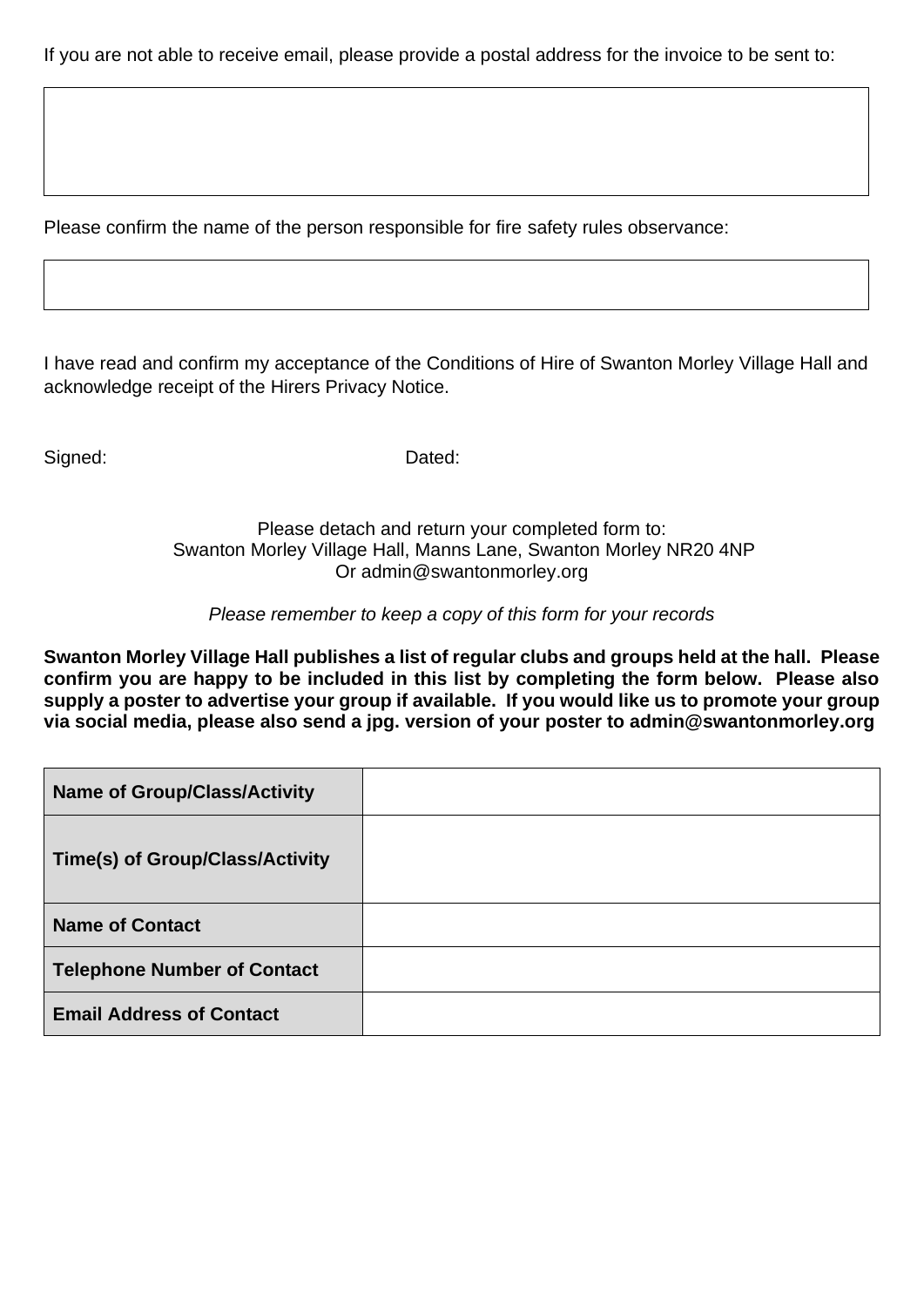If you are not able to receive email, please provide a postal address for the invoice to be sent to:

| |
|---|
| |

Please confirm the name of the person responsible for fire safety rules observance:

| |
|---|
| |

I have read and confirm my acceptance of the Conditions of Hire of Swanton Morley Village Hall and acknowledge receipt of the Hirers Privacy Notice.

Signed: Dated:

Please detach and return your completed form to:
Swanton Morley Village Hall, Manns Lane, Swanton Morley NR20 4NP
Or admin@swantonmorley.org

*Please remember to keep a copy of this form for your records*

**Swanton Morley Village Hall publishes a list of regular clubs and groups held at the hall. Please confirm you are happy to be included in this list by completing the form below. Please also supply a poster to advertise your group if available. If you would like us to promote your group via social media, please also send a jpg. version of your poster to admin@swantonmorley.org**

| | |
|---|---|
| **Name of Group/Class/Activity** | |
| **Time(s) of Group/Class/Activity** | |
| **Name of Contact** | |
| **Telephone Number of Contact** | |
| **Email Address of Contact** | |